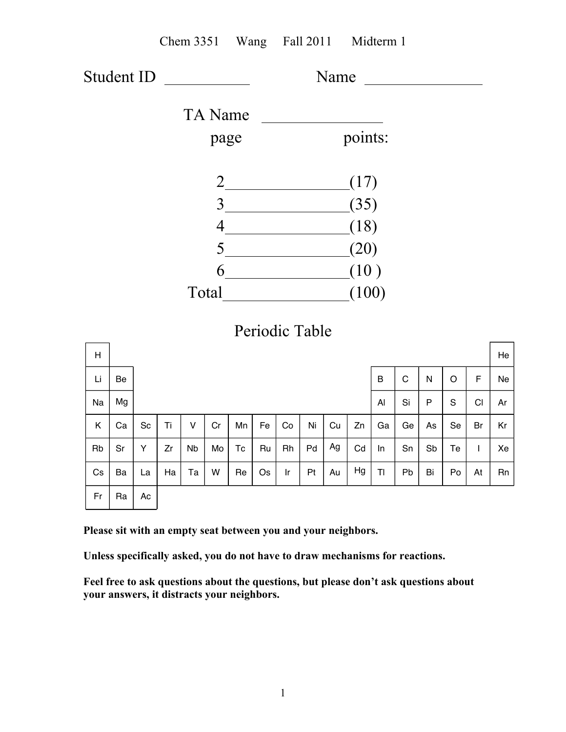Chem 3351 Wang Fall 2011 Midterm 1

Student ID __________ Name ______________

TA Name ______________

| page | | points: |
|---|---|---|
| 2 | ______________ | (17) |
| 3 | ______________ | (35) |
| 4 | ______________ | (18) |
| 5 | ______________ | (20) |
| 6 | ______________ | (10 ) |
| Total | ______________ | (100) |

## Periodic Table

| | | | | | | | | | | | | | | | | | |
|---|---|---|---|---|---|---|---|---|---|---|---|---|---|---|---|---|---|
| H | | | | | | | | | | | | | | | | | He |
| Li | Be | | | | | | | | | | | B | C | N | O | F | Ne |
| Na | Mg | | | | | | | | | | | Al | Si | P | S | Cl | Ar |
| K | Ca | Sc | Ti | V | Cr | Mn | Fe | Co | Ni | Cu | Zn | Ga | Ge | As | Se | Br | Kr |
| Rb | Sr | Y | Zr | Nb | Mo | Tc | Ru | Rh | Pd | Ag | Cd | In | Sn | Sb | Te | I | Xe |
| Cs | Ba | La | Ha | Ta | W | Re | Os | Ir | Pt | Au | Hg | Tl | Pb | Bi | Po | At | Rn |
| Fr | Ra | Ac | | | | | | | | | | | | | | | |

**Please sit with an empty seat between you and your neighbors.**

**Unless specifically asked, you do not have to draw mechanisms for reactions.**

**Feel free to ask questions about the questions, but please don't ask questions about your answers, it distracts your neighbors.**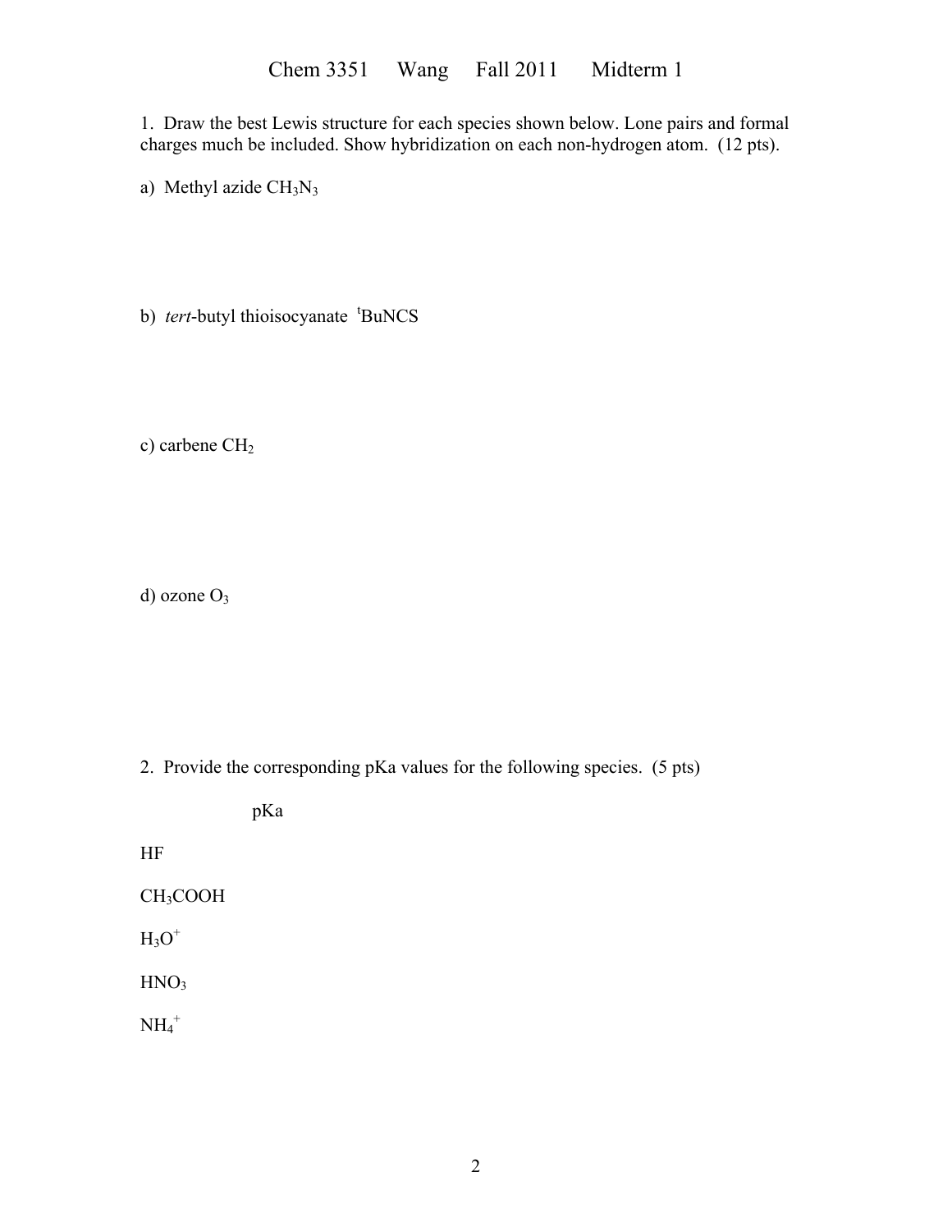# Chem 3351 Wang Fall 2011 Midterm 1

1. Draw the best Lewis structure for each species shown below. Lone pairs and formal charges much be included. Show hybridization on each non-hydrogen atom. (12 pts).

a) Methyl azide $CH_3N_3$

b) *tert*-butyl thioisocyanate $^{t}BuNCS$

c) carbene $CH_2$

d) ozone $O_3$

2. Provide the corresponding pKa values for the following species. (5 pts)

| | pKa |
|---|---|
| HF | |
| $CH_3COOH$ | |
| $H_3O^+$ | |
| $HNO_3$ | |
| $NH_4^+$ | |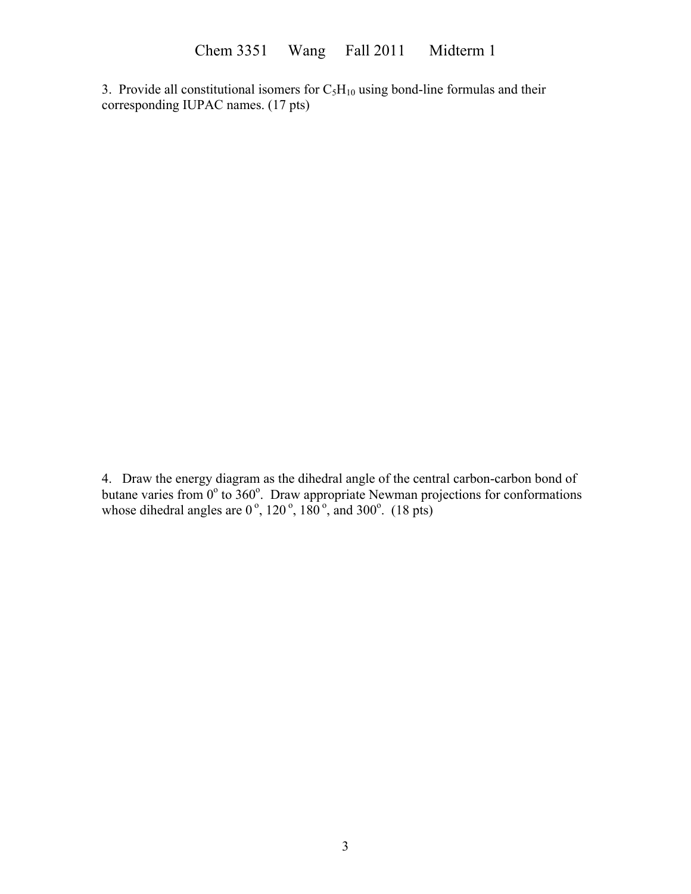3. Provide all constitutional isomers for $C_5H_{10}$ using bond-line formulas and their corresponding IUPAC names. (17 pts)

4. Draw the energy diagram as the dihedral angle of the central carbon-carbon bond of butane varies from $0^o$ to $360^o$. Draw appropriate Newman projections for conformations whose dihedral angles are $0^o$, $120^o$, $180^o$, and $300^o$. (18 pts)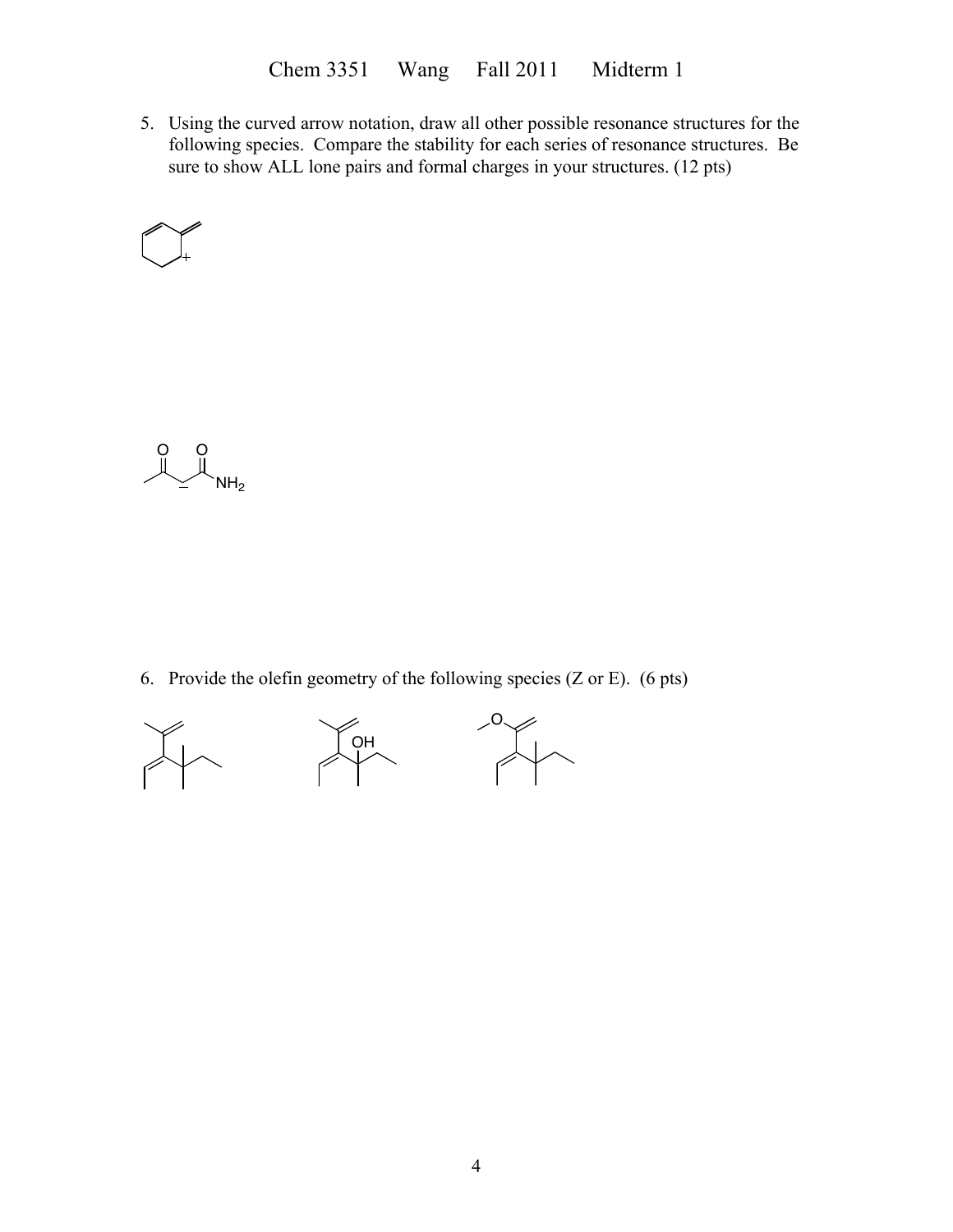5. Using the curved arrow notation, draw all other possible resonance structures for the following species. Compare the stability for each series of resonance structures. Be sure to show ALL lone pairs and formal charges in your structures. (12 pts)

6. Provide the olefin geometry of the following species (Z or E). (6 pts)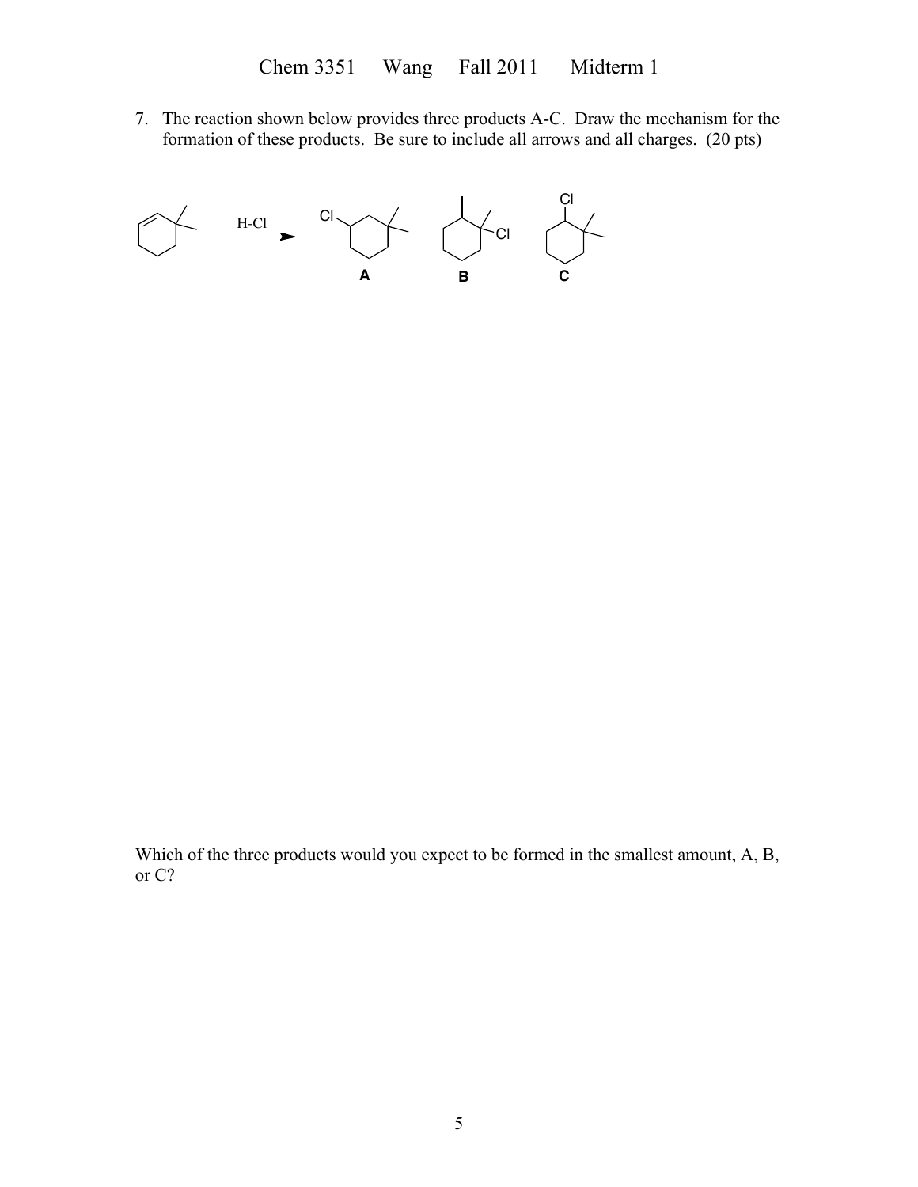7. The reaction shown below provides three products A-C. Draw the mechanism for the formation of these products. Be sure to include all arrows and all charges. (20 pts)

H-Cl

A B C

Which of the three products would you expect to be formed in the smallest amount, A, B, or C?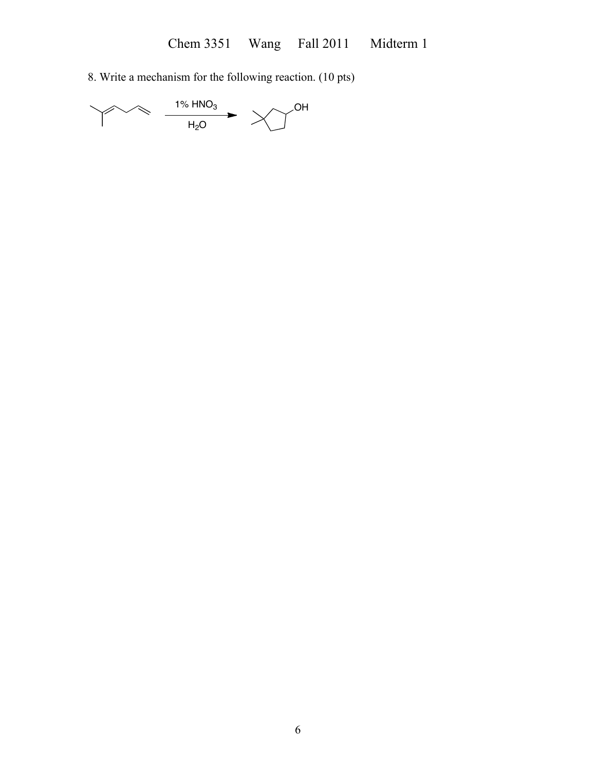8. Write a mechanism for the following reaction. (10 pts)

1% $HNO_3$

$H_2O$

OH